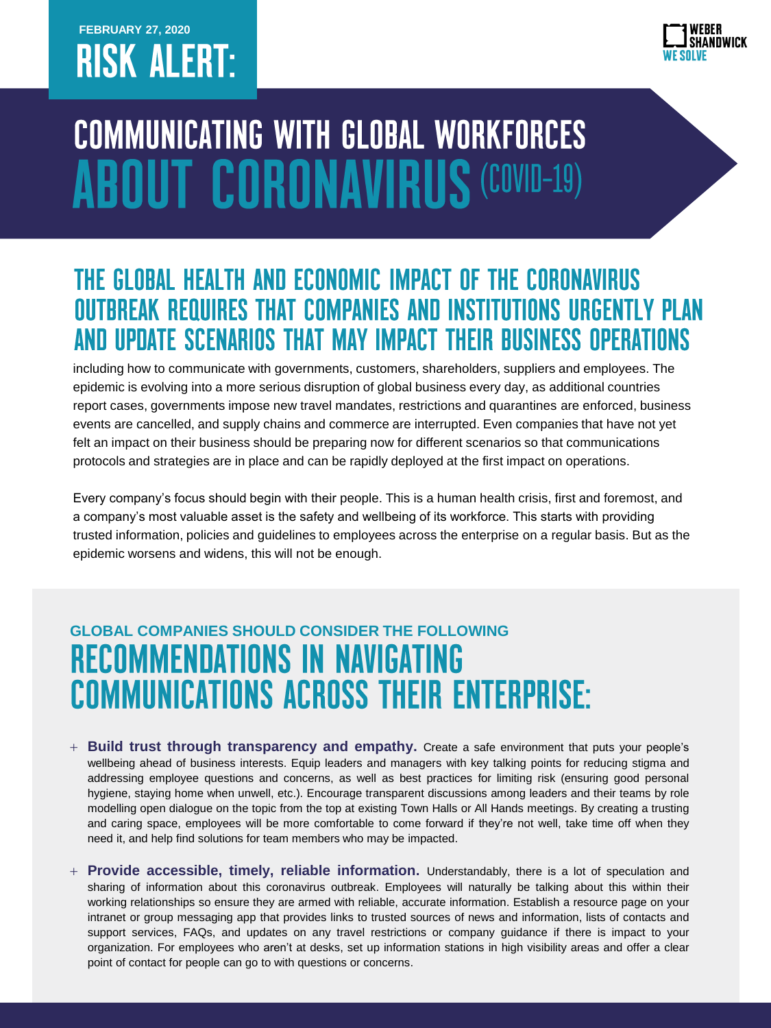FEBRUARY 27, 2020

# RISK ALERT:

WEBER SHANDWICK WE SOLVE

# COMMUNICATING WITH GLOBAL WORKFORCES ABOUT CORONAVIRUS (COVID-19)

## THE GLOBAL HEALTH AND ECONOMIC IMPACT OF THE CORONAVIRUS OUTBREAK REQUIRES THAT COMPANIES AND INSTITUTIONS URGENTLY PLAN AND UPDATE SCENARIOS THAT MAY IMPACT THEIR BUSINESS OPERATIONS

including how to communicate with governments, customers, shareholders, suppliers and employees. The epidemic is evolving into a more serious disruption of global business every day, as additional countries report cases, governments impose new travel mandates, restrictions and quarantines are enforced, business events are cancelled, and supply chains and commerce are interrupted. Even companies that have not yet felt an impact on their business should be preparing now for different scenarios so that communications protocols and strategies are in place and can be rapidly deployed at the first impact on operations.

Every company's focus should begin with their people. This is a human health crisis, first and foremost, and a company's most valuable asset is the safety and wellbeing of its workforce. This starts with providing trusted information, policies and guidelines to employees across the enterprise on a regular basis. But as the epidemic worsens and widens, this will not be enough.

### GLOBAL COMPANIES SHOULD CONSIDER THE FOLLOWING

## RECOMMENDATIONS IN NAVIGATING COMMUNICATIONS ACROSS THEIR ENTERPRISE:

+ **Build trust through transparency and empathy.** Create a safe environment that puts your people's wellbeing ahead of business interests. Equip leaders and managers with key talking points for reducing stigma and addressing employee questions and concerns, as well as best practices for limiting risk (ensuring good personal hygiene, staying home when unwell, etc.). Encourage transparent discussions among leaders and their teams by role modelling open dialogue on the topic from the top at existing Town Halls or All Hands meetings. By creating a trusting and caring space, employees will be more comfortable to come forward if they're not well, take time off when they need it, and help find solutions for team members who may be impacted.

+ **Provide accessible, timely, reliable information.** Understandably, there is a lot of speculation and sharing of information about this coronavirus outbreak. Employees will naturally be talking about this within their working relationships so ensure they are armed with reliable, accurate information. Establish a resource page on your intranet or group messaging app that provides links to trusted sources of news and information, lists of contacts and support services, FAQs, and updates on any travel restrictions or company guidance if there is impact to your organization. For employees who aren't at desks, set up information stations in high visibility areas and offer a clear point of contact for people can go to with questions or concerns.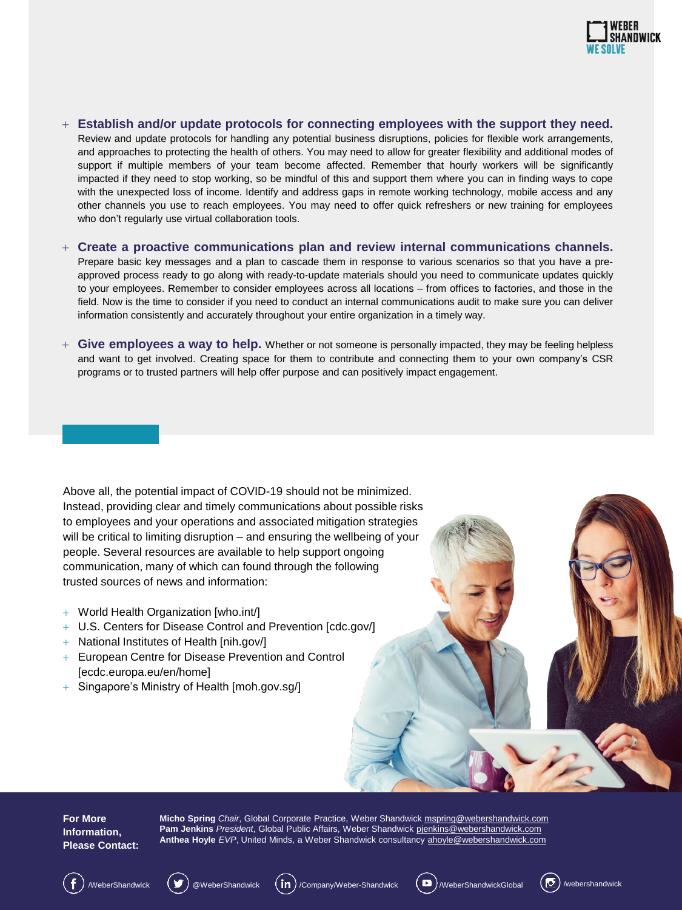- **Establish and/or update protocols for connecting employees with the support they need.** Review and update protocols for handling any potential business disruptions, policies for flexible work arrangements, and approaches to protecting the health of others. You may need to allow for greater flexibility and additional modes of support if multiple members of your team become affected. Remember that hourly workers will be significantly impacted if they need to stop working, so be mindful of this and support them where you can in finding ways to cope with the unexpected loss of income. Identify and address gaps in remote working technology, mobile access and any other channels you use to reach employees. You may need to offer quick refreshers or new training for employees who don't regularly use virtual collaboration tools.

- **Create a proactive communications plan and review internal communications channels.** Prepare basic key messages and a plan to cascade them in response to various scenarios so that you have a pre-approved process ready to go along with ready-to-update materials should you need to communicate updates quickly to your employees. Remember to consider employees across all locations – from offices to factories, and those in the field. Now is the time to consider if you need to conduct an internal communications audit to make sure you can deliver information consistently and accurately throughout your entire organization in a timely way.

- **Give employees a way to help.** Whether or not someone is personally impacted, they may be feeling helpless and want to get involved. Creating space for them to contribute and connecting them to your own company's CSR programs or to trusted partners will help offer purpose and can positively impact engagement.

Above all, the potential impact of COVID-19 should not be minimized. Instead, providing clear and timely communications about possible risks to employees and your operations and associated mitigation strategies will be critical to limiting disruption – and ensuring the wellbeing of your people. Several resources are available to help support ongoing communication, many of which can found through the following trusted sources of news and information:

- World Health Organization [who.int/]
- U.S. Centers for Disease Control and Prevention [cdc.gov/]
- National Institutes of Health [nih.gov/]
- European Centre for Disease Prevention and Control [ecdc.europa.eu/en/home]
- Singapore's Ministry of Health [moh.gov.sg/]

**For More Information, Please Contact:**

**Micho Spring** *Chair*, Global Corporate Practice, Weber Shandwick mspring@webershandwick.com
**Pam Jenkins** *President*, Global Public Affairs, Weber Shandwick pjenkins@webershandwick.com
**Anthea Hoyle** *EVP*, United Minds, a Weber Shandwick consultancy ahoyle@webershandwick.com

/WeberShandwick @WeberShandwick /Company/Weber-Shandwick /WeberShandwickGlobal /webershandwick